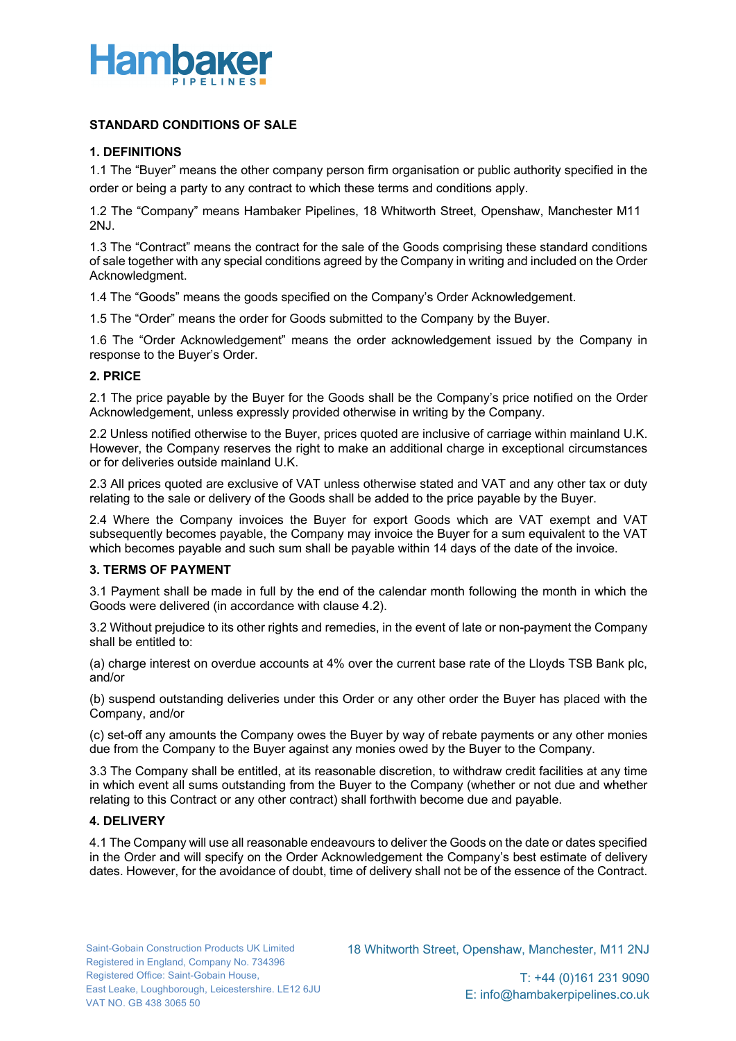# STANDARD CONDITIONS OF SALE

## 1. DEFINITIONS

1.1 The "Buyer" means the other company person firm organisation or public authority specified in the order or being a party to any contract to which these terms and conditions apply.

1.2 The "Company" means Hambaker Pipelines, 18 Whitworth Street, Openshaw, Manchester M11 2NJ.

1.3 The "Contract" means the contract for the sale of the Goods comprising these standard conditions of sale together with any special conditions agreed by the Company in writing and included on the Order Acknowledgment.

1.4 The "Goods" means the goods specified on the Company's Order Acknowledgement.

1.5 The "Order" means the order for Goods submitted to the Company by the Buyer.

1.6 The "Order Acknowledgement" means the order acknowledgement issued by the Company in response to the Buyer's Order.

## 2. PRICE

2.1 The price payable by the Buyer for the Goods shall be the Company's price notified on the Order Acknowledgement, unless expressly provided otherwise in writing by the Company.

2.2 Unless notified otherwise to the Buyer, prices quoted are inclusive of carriage within mainland U.K. However, the Company reserves the right to make an additional charge in exceptional circumstances or for deliveries outside mainland U.K.

2.3 All prices quoted are exclusive of VAT unless otherwise stated and VAT and any other tax or duty relating to the sale or delivery of the Goods shall be added to the price payable by the Buyer.

2.4 Where the Company invoices the Buyer for export Goods which are VAT exempt and VAT subsequently becomes payable, the Company may invoice the Buyer for a sum equivalent to the VAT which becomes payable and such sum shall be payable within 14 days of the date of the invoice.

## 3. TERMS OF PAYMENT

3.1 Payment shall be made in full by the end of the calendar month following the month in which the Goods were delivered (in accordance with clause 4.2).

3.2 Without prejudice to its other rights and remedies, in the event of late or non-payment the Company shall be entitled to:

(a) charge interest on overdue accounts at 4% over the current base rate of the Lloyds TSB Bank plc, and/or

(b) suspend outstanding deliveries under this Order or any other order the Buyer has placed with the Company, and/or

(c) set-off any amounts the Company owes the Buyer by way of rebate payments or any other monies due from the Company to the Buyer against any monies owed by the Buyer to the Company.

3.3 The Company shall be entitled, at its reasonable discretion, to withdraw credit facilities at any time in which event all sums outstanding from the Buyer to the Company (whether or not due and whether relating to this Contract or any other contract) shall forthwith become due and payable.

## 4. DELIVERY

4.1 The Company will use all reasonable endeavours to deliver the Goods on the date or dates specified in the Order and will specify on the Order Acknowledgement the Company's best estimate of delivery dates. However, for the avoidance of doubt, time of delivery shall not be of the essence of the Contract.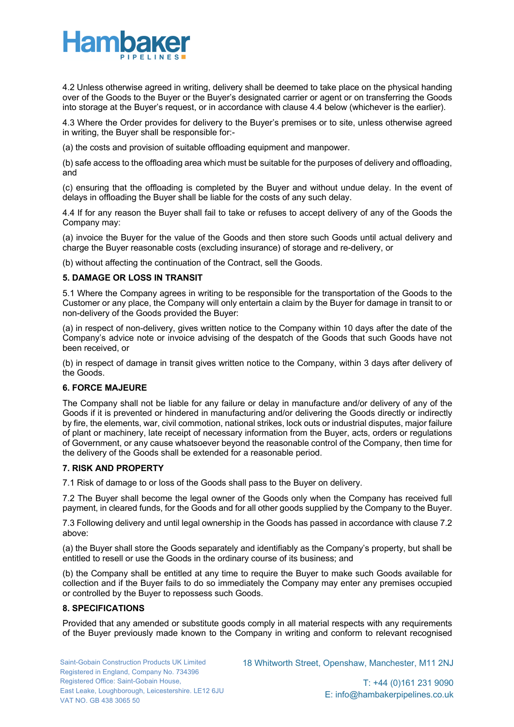4.2 Unless otherwise agreed in writing, delivery shall be deemed to take place on the physical handing over of the Goods to the Buyer or the Buyer's designated carrier or agent or on transferring the Goods into storage at the Buyer's request, or in accordance with clause 4.4 below (whichever is the earlier).

4.3 Where the Order provides for delivery to the Buyer's premises or to site, unless otherwise agreed in writing, the Buyer shall be responsible for:-

(a) the costs and provision of suitable offloading equipment and manpower.

(b) safe access to the offloading area which must be suitable for the purposes of delivery and offloading, and

(c) ensuring that the offloading is completed by the Buyer and without undue delay. In the event of delays in offloading the Buyer shall be liable for the costs of any such delay.

4.4 If for any reason the Buyer shall fail to take or refuses to accept delivery of any of the Goods the Company may:

(a) invoice the Buyer for the value of the Goods and then store such Goods until actual delivery and charge the Buyer reasonable costs (excluding insurance) of storage and re-delivery, or

(b) without affecting the continuation of the Contract, sell the Goods.

**5. DAMAGE OR LOSS IN TRANSIT**

5.1 Where the Company agrees in writing to be responsible for the transportation of the Goods to the Customer or any place, the Company will only entertain a claim by the Buyer for damage in transit to or non-delivery of the Goods provided the Buyer:

(a) in respect of non-delivery, gives written notice to the Company within 10 days after the date of the Company's advice note or invoice advising of the despatch of the Goods that such Goods have not been received, or

(b) in respect of damage in transit gives written notice to the Company, within 3 days after delivery of the Goods.

**6. FORCE MAJEURE**

The Company shall not be liable for any failure or delay in manufacture and/or delivery of any of the Goods if it is prevented or hindered in manufacturing and/or delivering the Goods directly or indirectly by fire, the elements, war, civil commotion, national strikes, lock outs or industrial disputes, major failure of plant or machinery, late receipt of necessary information from the Buyer, acts, orders or regulations of Government, or any cause whatsoever beyond the reasonable control of the Company, then time for the delivery of the Goods shall be extended for a reasonable period.

**7. RISK AND PROPERTY**

7.1 Risk of damage to or loss of the Goods shall pass to the Buyer on delivery.

7.2 The Buyer shall become the legal owner of the Goods only when the Company has received full payment, in cleared funds, for the Goods and for all other goods supplied by the Company to the Buyer.

7.3 Following delivery and until legal ownership in the Goods has passed in accordance with clause 7.2 above:

(a) the Buyer shall store the Goods separately and identifiably as the Company's property, but shall be entitled to resell or use the Goods in the ordinary course of its business; and

(b) the Company shall be entitled at any time to require the Buyer to make such Goods available for collection and if the Buyer fails to do so immediately the Company may enter any premises occupied or controlled by the Buyer to repossess such Goods.

**8. SPECIFICATIONS**

Provided that any amended or substitute goods comply in all material respects with any requirements of the Buyer previously made known to the Company in writing and conform to relevant recognised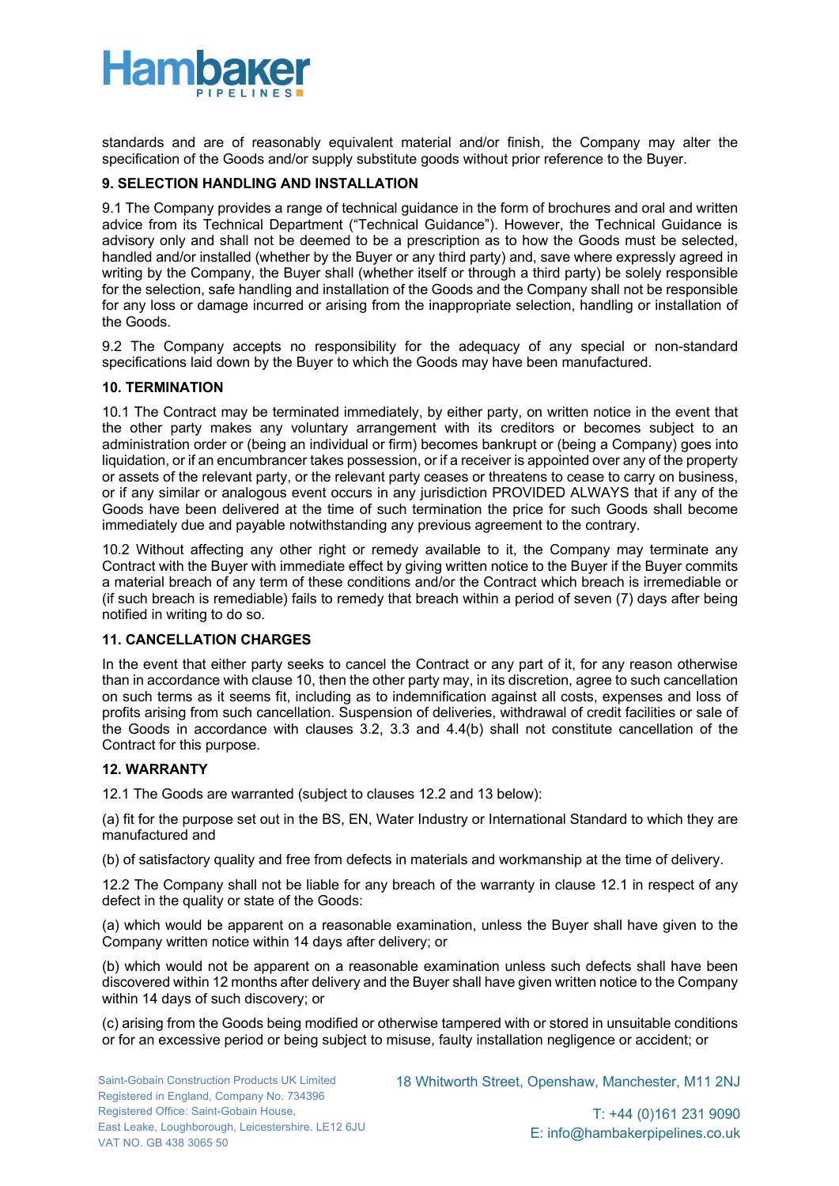standards and are of reasonably equivalent material and/or finish, the Company may alter the specification of the Goods and/or supply substitute goods without prior reference to the Buyer.

**9. SELECTION HANDLING AND INSTALLATION**

9.1 The Company provides a range of technical guidance in the form of brochures and oral and written advice from its Technical Department ("Technical Guidance"). However, the Technical Guidance is advisory only and shall not be deemed to be a prescription as to how the Goods must be selected, handled and/or installed (whether by the Buyer or any third party) and, save where expressly agreed in writing by the Company, the Buyer shall (whether itself or through a third party) be solely responsible for the selection, safe handling and installation of the Goods and the Company shall not be responsible for any loss or damage incurred or arising from the inappropriate selection, handling or installation of the Goods.

9.2 The Company accepts no responsibility for the adequacy of any special or non-standard specifications laid down by the Buyer to which the Goods may have been manufactured.

**10. TERMINATION**

10.1 The Contract may be terminated immediately, by either party, on written notice in the event that the other party makes any voluntary arrangement with its creditors or becomes subject to an administration order or (being an individual or firm) becomes bankrupt or (being a Company) goes into liquidation, or if an encumbrancer takes possession, or if a receiver is appointed over any of the property or assets of the relevant party, or the relevant party ceases or threatens to cease to carry on business, or if any similar or analogous event occurs in any jurisdiction PROVIDED ALWAYS that if any of the Goods have been delivered at the time of such termination the price for such Goods shall become immediately due and payable notwithstanding any previous agreement to the contrary.

10.2 Without affecting any other right or remedy available to it, the Company may terminate any Contract with the Buyer with immediate effect by giving written notice to the Buyer if the Buyer commits a material breach of any term of these conditions and/or the Contract which breach is irremediable or (if such breach is remediable) fails to remedy that breach within a period of seven (7) days after being notified in writing to do so.

**11. CANCELLATION CHARGES**

In the event that either party seeks to cancel the Contract or any part of it, for any reason otherwise than in accordance with clause 10, then the other party may, in its discretion, agree to such cancellation on such terms as it seems fit, including as to indemnification against all costs, expenses and loss of profits arising from such cancellation. Suspension of deliveries, withdrawal of credit facilities or sale of the Goods in accordance with clauses 3.2, 3.3 and 4.4(b) shall not constitute cancellation of the Contract for this purpose.

**12. WARRANTY**

12.1 The Goods are warranted (subject to clauses 12.2 and 13 below):

(a) fit for the purpose set out in the BS, EN, Water Industry or International Standard to which they are manufactured and

(b) of satisfactory quality and free from defects in materials and workmanship at the time of delivery.

12.2 The Company shall not be liable for any breach of the warranty in clause 12.1 in respect of any defect in the quality or state of the Goods:

(a) which would be apparent on a reasonable examination, unless the Buyer shall have given to the Company written notice within 14 days after delivery; or

(b) which would not be apparent on a reasonable examination unless such defects shall have been discovered within 12 months after delivery and the Buyer shall have given written notice to the Company within 14 days of such discovery; or

(c) arising from the Goods being modified or otherwise tampered with or stored in unsuitable conditions or for an excessive period or being subject to misuse, faulty installation negligence or accident; or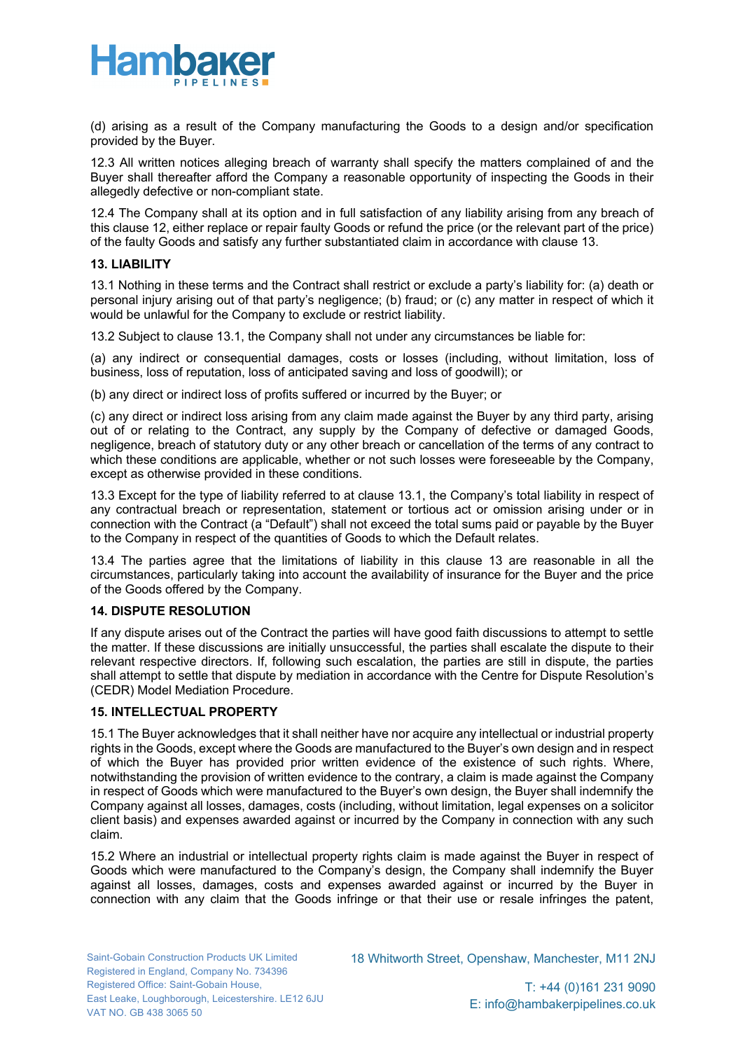(d) arising as a result of the Company manufacturing the Goods to a design and/or specification provided by the Buyer.

12.3 All written notices alleging breach of warranty shall specify the matters complained of and the Buyer shall thereafter afford the Company a reasonable opportunity of inspecting the Goods in their allegedly defective or non-compliant state.

12.4 The Company shall at its option and in full satisfaction of any liability arising from any breach of this clause 12, either replace or repair faulty Goods or refund the price (or the relevant part of the price) of the faulty Goods and satisfy any further substantiated claim in accordance with clause 13.

**13. LIABILITY**

13.1 Nothing in these terms and the Contract shall restrict or exclude a party's liability for: (a) death or personal injury arising out of that party's negligence; (b) fraud; or (c) any matter in respect of which it would be unlawful for the Company to exclude or restrict liability.

13.2 Subject to clause 13.1, the Company shall not under any circumstances be liable for:

(a) any indirect or consequential damages, costs or losses (including, without limitation, loss of business, loss of reputation, loss of anticipated saving and loss of goodwill); or

(b) any direct or indirect loss of profits suffered or incurred by the Buyer; or

(c) any direct or indirect loss arising from any claim made against the Buyer by any third party, arising out of or relating to the Contract, any supply by the Company of defective or damaged Goods, negligence, breach of statutory duty or any other breach or cancellation of the terms of any contract to which these conditions are applicable, whether or not such losses were foreseeable by the Company, except as otherwise provided in these conditions.

13.3 Except for the type of liability referred to at clause 13.1, the Company's total liability in respect of any contractual breach or representation, statement or tortious act or omission arising under or in connection with the Contract (a "Default") shall not exceed the total sums paid or payable by the Buyer to the Company in respect of the quantities of Goods to which the Default relates.

13.4 The parties agree that the limitations of liability in this clause 13 are reasonable in all the circumstances, particularly taking into account the availability of insurance for the Buyer and the price of the Goods offered by the Company.

**14. DISPUTE RESOLUTION**

If any dispute arises out of the Contract the parties will have good faith discussions to attempt to settle the matter. If these discussions are initially unsuccessful, the parties shall escalate the dispute to their relevant respective directors. If, following such escalation, the parties are still in dispute, the parties shall attempt to settle that dispute by mediation in accordance with the Centre for Dispute Resolution's (CEDR) Model Mediation Procedure.

**15. INTELLECTUAL PROPERTY**

15.1 The Buyer acknowledges that it shall neither have nor acquire any intellectual or industrial property rights in the Goods, except where the Goods are manufactured to the Buyer's own design and in respect of which the Buyer has provided prior written evidence of the existence of such rights. Where, notwithstanding the provision of written evidence to the contrary, a claim is made against the Company in respect of Goods which were manufactured to the Buyer's own design, the Buyer shall indemnify the Company against all losses, damages, costs (including, without limitation, legal expenses on a solicitor client basis) and expenses awarded against or incurred by the Company in connection with any such claim.

15.2 Where an industrial or intellectual property rights claim is made against the Buyer in respect of Goods which were manufactured to the Company's design, the Company shall indemnify the Buyer against all losses, damages, costs and expenses awarded against or incurred by the Buyer in connection with any claim that the Goods infringe or that their use or resale infringes the patent,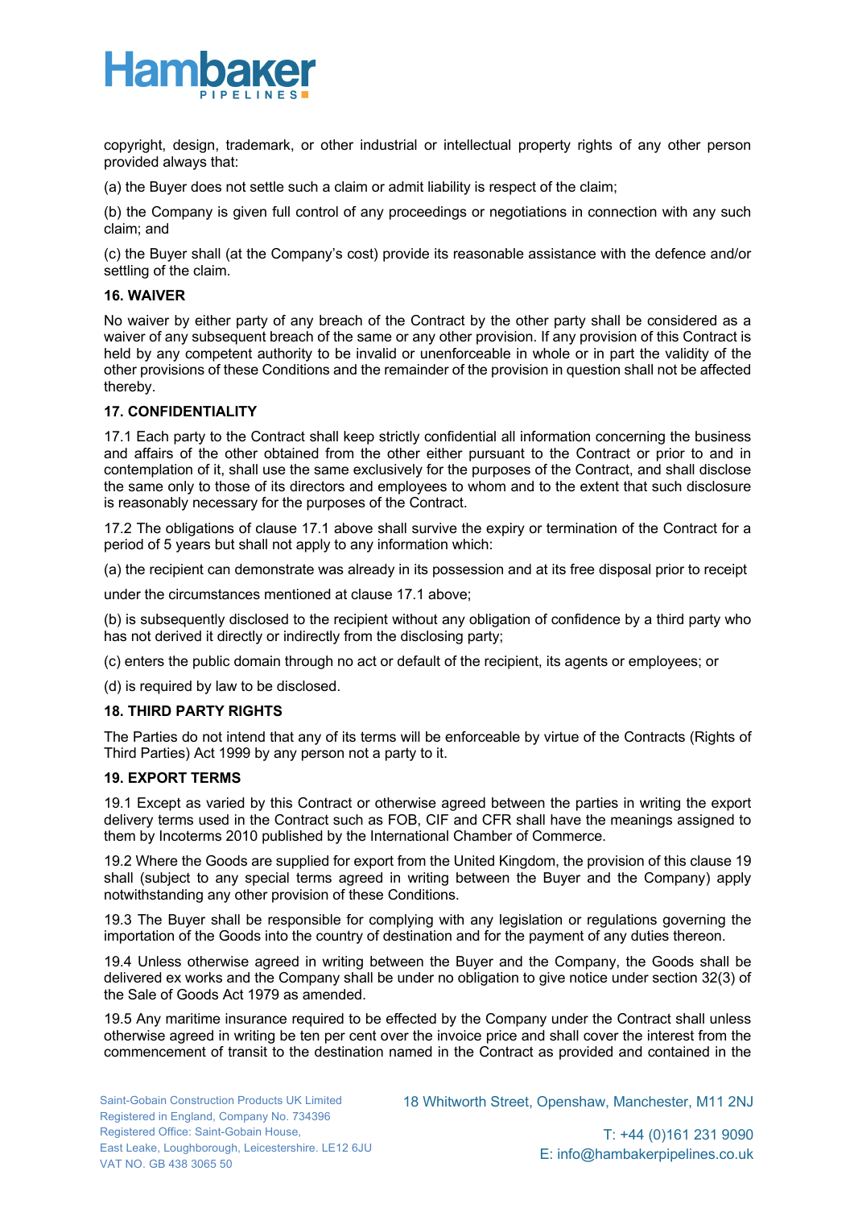copyright, design, trademark, or other industrial or intellectual property rights of any other person provided always that:

(a) the Buyer does not settle such a claim or admit liability is respect of the claim;

(b) the Company is given full control of any proceedings or negotiations in connection with any such claim; and

(c) the Buyer shall (at the Company's cost) provide its reasonable assistance with the defence and/or settling of the claim.

**16. WAIVER**

No waiver by either party of any breach of the Contract by the other party shall be considered as a waiver of any subsequent breach of the same or any other provision. If any provision of this Contract is held by any competent authority to be invalid or unenforceable in whole or in part the validity of the other provisions of these Conditions and the remainder of the provision in question shall not be affected thereby.

**17. CONFIDENTIALITY**

17.1 Each party to the Contract shall keep strictly confidential all information concerning the business and affairs of the other obtained from the other either pursuant to the Contract or prior to and in contemplation of it, shall use the same exclusively for the purposes of the Contract, and shall disclose the same only to those of its directors and employees to whom and to the extent that such disclosure is reasonably necessary for the purposes of the Contract.

17.2 The obligations of clause 17.1 above shall survive the expiry or termination of the Contract for a period of 5 years but shall not apply to any information which:

(a) the recipient can demonstrate was already in its possession and at its free disposal prior to receipt

under the circumstances mentioned at clause 17.1 above;

(b) is subsequently disclosed to the recipient without any obligation of confidence by a third party who has not derived it directly or indirectly from the disclosing party;

(c) enters the public domain through no act or default of the recipient, its agents or employees; or

(d) is required by law to be disclosed.

**18. THIRD PARTY RIGHTS**

The Parties do not intend that any of its terms will be enforceable by virtue of the Contracts (Rights of Third Parties) Act 1999 by any person not a party to it.

**19. EXPORT TERMS**

19.1 Except as varied by this Contract or otherwise agreed between the parties in writing the export delivery terms used in the Contract such as FOB, CIF and CFR shall have the meanings assigned to them by Incoterms 2010 published by the International Chamber of Commerce.

19.2 Where the Goods are supplied for export from the United Kingdom, the provision of this clause 19 shall (subject to any special terms agreed in writing between the Buyer and the Company) apply notwithstanding any other provision of these Conditions.

19.3 The Buyer shall be responsible for complying with any legislation or regulations governing the importation of the Goods into the country of destination and for the payment of any duties thereon.

19.4 Unless otherwise agreed in writing between the Buyer and the Company, the Goods shall be delivered ex works and the Company shall be under no obligation to give notice under section 32(3) of the Sale of Goods Act 1979 as amended.

19.5 Any maritime insurance required to be effected by the Company under the Contract shall unless otherwise agreed in writing be ten per cent over the invoice price and shall cover the interest from the commencement of transit to the destination named in the Contract as provided and contained in the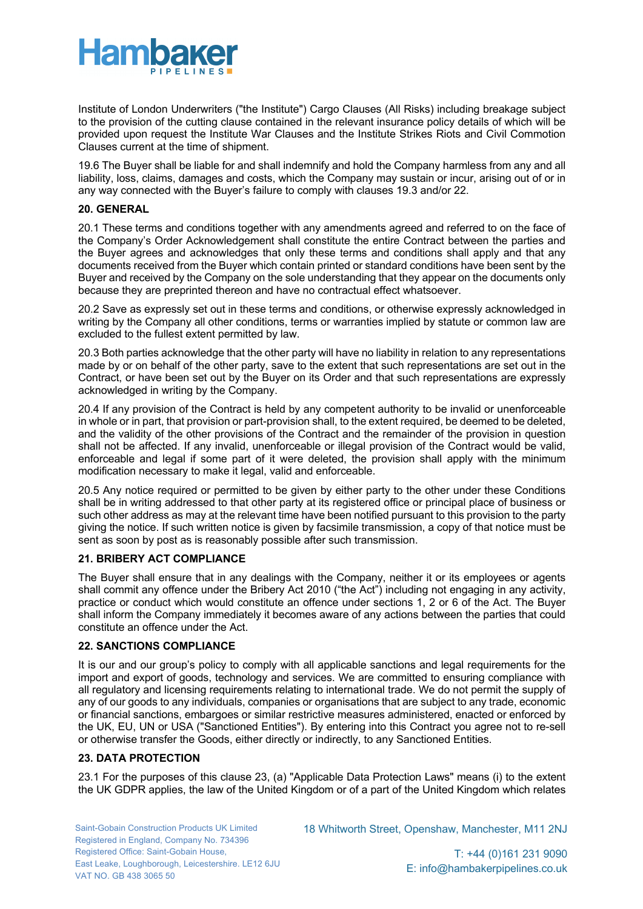Institute of London Underwriters ("the Institute") Cargo Clauses (All Risks) including breakage subject to the provision of the cutting clause contained in the relevant insurance policy details of which will be provided upon request the Institute War Clauses and the Institute Strikes Riots and Civil Commotion Clauses current at the time of shipment.

19.6 The Buyer shall be liable for and shall indemnify and hold the Company harmless from any and all liability, loss, claims, damages and costs, which the Company may sustain or incur, arising out of or in any way connected with the Buyer's failure to comply with clauses 19.3 and/or 22.

**20. GENERAL**

20.1 These terms and conditions together with any amendments agreed and referred to on the face of the Company's Order Acknowledgement shall constitute the entire Contract between the parties and the Buyer agrees and acknowledges that only these terms and conditions shall apply and that any documents received from the Buyer which contain printed or standard conditions have been sent by the Buyer and received by the Company on the sole understanding that they appear on the documents only because they are preprinted thereon and have no contractual effect whatsoever.

20.2 Save as expressly set out in these terms and conditions, or otherwise expressly acknowledged in writing by the Company all other conditions, terms or warranties implied by statute or common law are excluded to the fullest extent permitted by law.

20.3 Both parties acknowledge that the other party will have no liability in relation to any representations made by or on behalf of the other party, save to the extent that such representations are set out in the Contract, or have been set out by the Buyer on its Order and that such representations are expressly acknowledged in writing by the Company.

20.4 If any provision of the Contract is held by any competent authority to be invalid or unenforceable in whole or in part, that provision or part-provision shall, to the extent required, be deemed to be deleted, and the validity of the other provisions of the Contract and the remainder of the provision in question shall not be affected. If any invalid, unenforceable or illegal provision of the Contract would be valid, enforceable and legal if some part of it were deleted, the provision shall apply with the minimum modification necessary to make it legal, valid and enforceable.

20.5 Any notice required or permitted to be given by either party to the other under these Conditions shall be in writing addressed to that other party at its registered office or principal place of business or such other address as may at the relevant time have been notified pursuant to this provision to the party giving the notice. If such written notice is given by facsimile transmission, a copy of that notice must be sent as soon by post as is reasonably possible after such transmission.

**21. BRIBERY ACT COMPLIANCE**

The Buyer shall ensure that in any dealings with the Company, neither it or its employees or agents shall commit any offence under the Bribery Act 2010 ("the Act") including not engaging in any activity, practice or conduct which would constitute an offence under sections 1, 2 or 6 of the Act. The Buyer shall inform the Company immediately it becomes aware of any actions between the parties that could constitute an offence under the Act.

**22. SANCTIONS COMPLIANCE**

It is our and our group's policy to comply with all applicable sanctions and legal requirements for the import and export of goods, technology and services. We are committed to ensuring compliance with all regulatory and licensing requirements relating to international trade. We do not permit the supply of any of our goods to any individuals, companies or organisations that are subject to any trade, economic or financial sanctions, embargoes or similar restrictive measures administered, enacted or enforced by the UK, EU, UN or USA ("Sanctioned Entities"). By entering into this Contract you agree not to re-sell or otherwise transfer the Goods, either directly or indirectly, to any Sanctioned Entities.

**23. DATA PROTECTION**

23.1 For the purposes of this clause 23, (a) "Applicable Data Protection Laws" means (i) to the extent the UK GDPR applies, the law of the United Kingdom or of a part of the United Kingdom which relates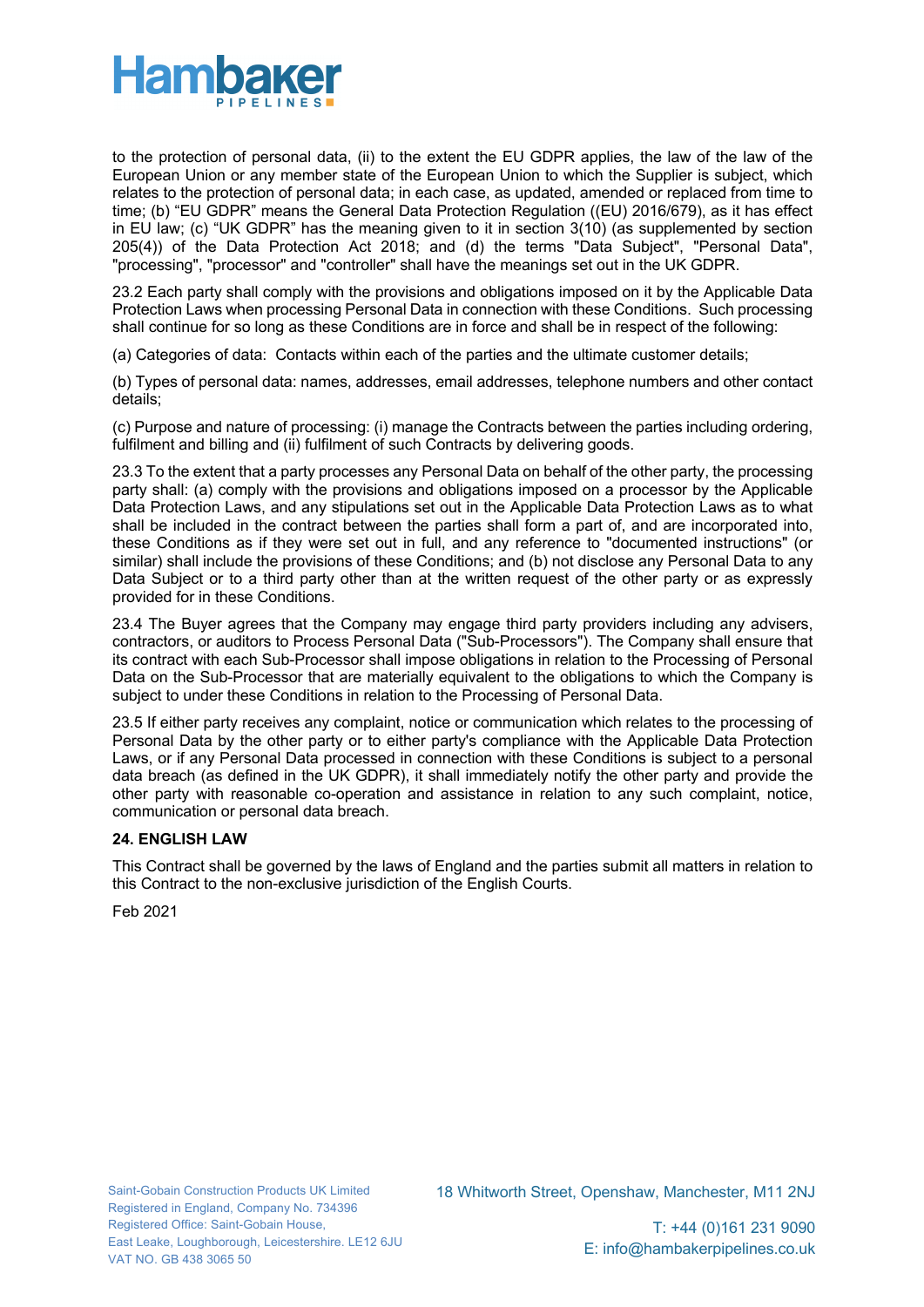to the protection of personal data, (ii) to the extent the EU GDPR applies, the law of the law of the European Union or any member state of the European Union to which the Supplier is subject, which relates to the protection of personal data; in each case, as updated, amended or replaced from time to time; (b) "EU GDPR" means the General Data Protection Regulation ((EU) 2016/679), as it has effect in EU law; (c) "UK GDPR" has the meaning given to it in section 3(10) (as supplemented by section 205(4)) of the Data Protection Act 2018; and (d) the terms "Data Subject", "Personal Data", "processing", "processor" and "controller" shall have the meanings set out in the UK GDPR.

23.2 Each party shall comply with the provisions and obligations imposed on it by the Applicable Data Protection Laws when processing Personal Data in connection with these Conditions. Such processing shall continue for so long as these Conditions are in force and shall be in respect of the following:

(a) Categories of data: Contacts within each of the parties and the ultimate customer details;

(b) Types of personal data: names, addresses, email addresses, telephone numbers and other contact details;

(c) Purpose and nature of processing: (i) manage the Contracts between the parties including ordering, fulfilment and billing and (ii) fulfilment of such Contracts by delivering goods.

23.3 To the extent that a party processes any Personal Data on behalf of the other party, the processing party shall: (a) comply with the provisions and obligations imposed on a processor by the Applicable Data Protection Laws, and any stipulations set out in the Applicable Data Protection Laws as to what shall be included in the contract between the parties shall form a part of, and are incorporated into, these Conditions as if they were set out in full, and any reference to "documented instructions" (or similar) shall include the provisions of these Conditions; and (b) not disclose any Personal Data to any Data Subject or to a third party other than at the written request of the other party or as expressly provided for in these Conditions.

23.4 The Buyer agrees that the Company may engage third party providers including any advisers, contractors, or auditors to Process Personal Data ("Sub-Processors"). The Company shall ensure that its contract with each Sub-Processor shall impose obligations in relation to the Processing of Personal Data on the Sub-Processor that are materially equivalent to the obligations to which the Company is subject to under these Conditions in relation to the Processing of Personal Data.

23.5 If either party receives any complaint, notice or communication which relates to the processing of Personal Data by the other party or to either party's compliance with the Applicable Data Protection Laws, or if any Personal Data processed in connection with these Conditions is subject to a personal data breach (as defined in the UK GDPR), it shall immediately notify the other party and provide the other party with reasonable co-operation and assistance in relation to any such complaint, notice, communication or personal data breach.

**24. ENGLISH LAW**

This Contract shall be governed by the laws of England and the parties submit all matters in relation to this Contract to the non-exclusive jurisdiction of the English Courts.

Feb 2021